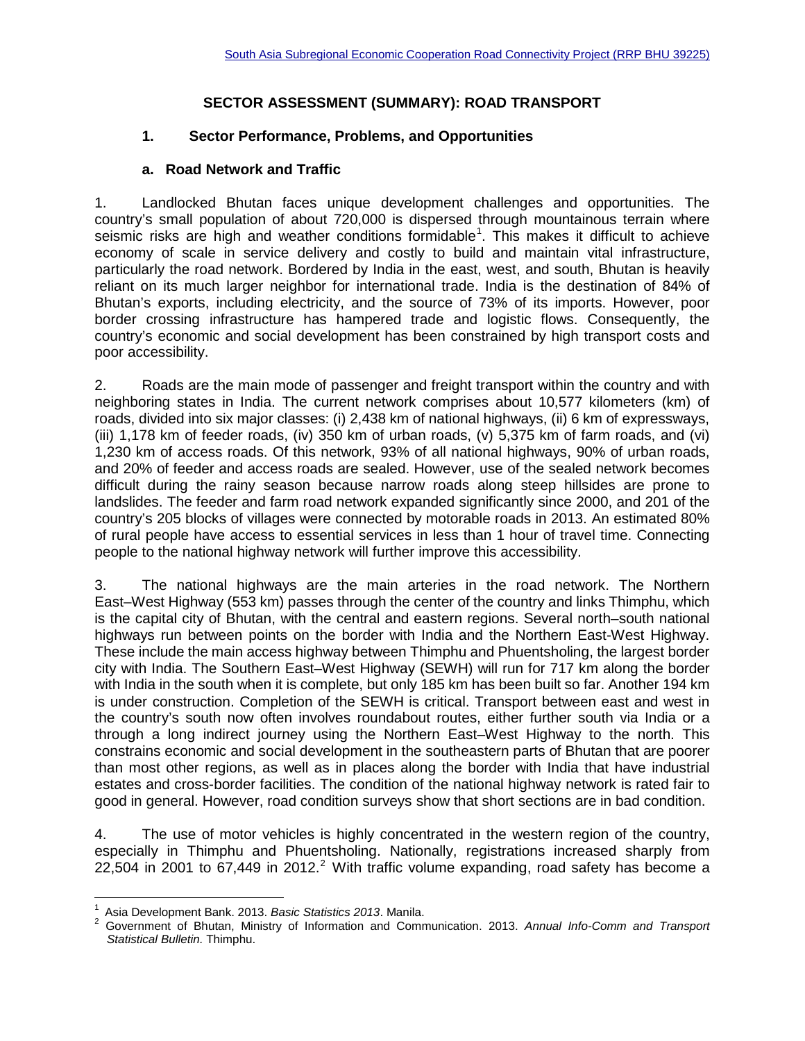# SECTOR ASSESSMENT (SUMMARY): ROAD TRANSPORT

## 1. Sector Performance, Problems, and Opportunities

### a. Road Network and Traffic

1. Landlocked Bhutan faces unique development challenges and opportunities. The country's small population of about 720,000 is dispersed through mountainous terrain where seismic risks are high and weather conditions formidable[1]. This makes it difficult to achieve economy of scale in service delivery and costly to build and maintain vital infrastructure, particularly the road network. Bordered by India in the east, west, and south, Bhutan is heavily reliant on its much larger neighbor for international trade. India is the destination of 84% of Bhutan's exports, including electricity, and the source of 73% of its imports. However, poor border crossing infrastructure has hampered trade and logistic flows. Consequently, the country's economic and social development has been constrained by high transport costs and poor accessibility.

2. Roads are the main mode of passenger and freight transport within the country and with neighboring states in India. The current network comprises about 10,577 kilometers (km) of roads, divided into six major classes: (i) 2,438 km of national highways, (ii) 6 km of expressways, (iii) 1,178 km of feeder roads, (iv) 350 km of urban roads, (v) 5,375 km of farm roads, and (vi) 1,230 km of access roads. Of this network, 93% of all national highways, 90% of urban roads, and 20% of feeder and access roads are sealed. However, use of the sealed network becomes difficult during the rainy season because narrow roads along steep hillsides are prone to landslides. The feeder and farm road network expanded significantly since 2000, and 201 of the country's 205 blocks of villages were connected by motorable roads in 2013. An estimated 80% of rural people have access to essential services in less than 1 hour of travel time. Connecting people to the national highway network will further improve this accessibility.

3. The national highways are the main arteries in the road network. The Northern East–West Highway (553 km) passes through the center of the country and links Thimphu, which is the capital city of Bhutan, with the central and eastern regions. Several north–south national highways run between points on the border with India and the Northern East-West Highway. These include the main access highway between Thimphu and Phuentsholing, the largest border city with India. The Southern East–West Highway (SEWH) will run for 717 km along the border with India in the south when it is complete, but only 185 km has been built so far. Another 194 km is under construction. Completion of the SEWH is critical. Transport between east and west in the country's south now often involves roundabout routes, either further south via India or a through a long indirect journey using the Northern East–West Highway to the north. This constrains economic and social development in the southeastern parts of Bhutan that are poorer than most other regions, as well as in places along the border with India that have industrial estates and cross-border facilities. The condition of the national highway network is rated fair to good in general. However, road condition surveys show that short sections are in bad condition.

4. The use of motor vehicles is highly concentrated in the western region of the country, especially in Thimphu and Phuentsholing. Nationally, registrations increased sharply from 22,504 in 2001 to 67,449 in 2012.[2] With traffic volume expanding, road safety has become a

---

[1] Asia Development Bank. 2013. *Basic Statistics 2013*. Manila.

[2] Government of Bhutan, Ministry of Information and Communication. 2013. *Annual Info-Comm and Transport Statistical Bulletin*. Thimphu.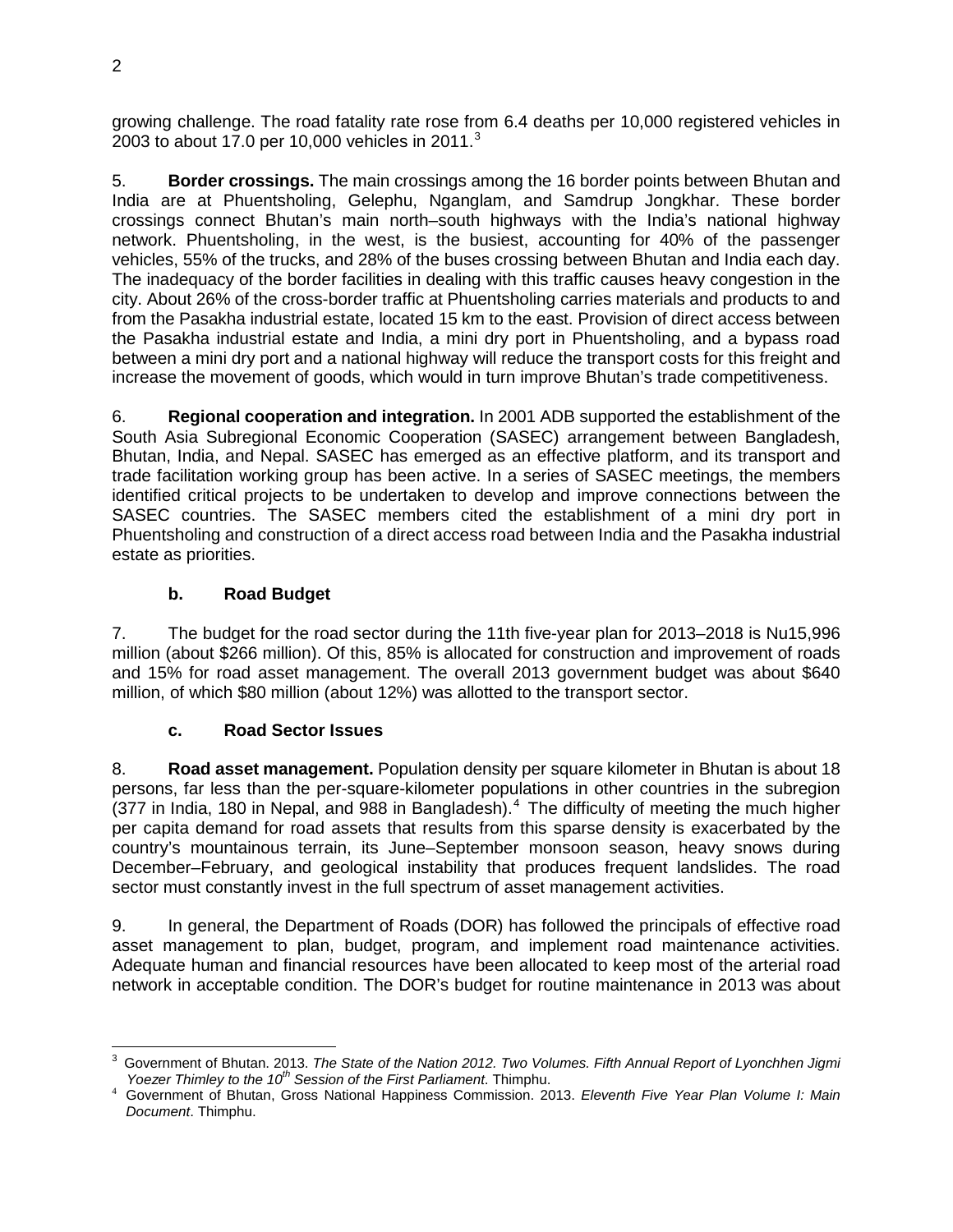growing challenge. The road fatality rate rose from 6.4 deaths per 10,000 registered vehicles in 2003 to about 17.0 per 10,000 vehicles in 2011.[3]

5. **Border crossings.** The main crossings among the 16 border points between Bhutan and India are at Phuentsholing, Gelephu, Nganglam, and Samdrup Jongkhar. These border crossings connect Bhutan's main north–south highways with the India's national highway network. Phuentsholing, in the west, is the busiest, accounting for 40% of the passenger vehicles, 55% of the trucks, and 28% of the buses crossing between Bhutan and India each day. The inadequacy of the border facilities in dealing with this traffic causes heavy congestion in the city. About 26% of the cross-border traffic at Phuentsholing carries materials and products to and from the Pasakha industrial estate, located 15 km to the east. Provision of direct access between the Pasakha industrial estate and India, a mini dry port in Phuentsholing, and a bypass road between a mini dry port and a national highway will reduce the transport costs for this freight and increase the movement of goods, which would in turn improve Bhutan's trade competitiveness.

6. **Regional cooperation and integration.** In 2001 ADB supported the establishment of the South Asia Subregional Economic Cooperation (SASEC) arrangement between Bangladesh, Bhutan, India, and Nepal. SASEC has emerged as an effective platform, and its transport and trade facilitation working group has been active. In a series of SASEC meetings, the members identified critical projects to be undertaken to develop and improve connections between the SASEC countries. The SASEC members cited the establishment of a mini dry port in Phuentsholing and construction of a direct access road between India and the Pasakha industrial estate as priorities.

### b. Road Budget

7. The budget for the road sector during the 11th five-year plan for 2013–2018 is Nu15,996 million (about $266 million). Of this, 85% is allocated for construction and improvement of roads and 15% for road asset management. The overall 2013 government budget was about $640 million, of which $80 million (about 12%) was allotted to the transport sector.

### c. Road Sector Issues

8. **Road asset management.** Population density per square kilometer in Bhutan is about 18 persons, far less than the per-square-kilometer populations in other countries in the subregion (377 in India, 180 in Nepal, and 988 in Bangladesh).[4] The difficulty of meeting the much higher per capita demand for road assets that results from this sparse density is exacerbated by the country's mountainous terrain, its June–September monsoon season, heavy snows during December–February, and geological instability that produces frequent landslides. The road sector must constantly invest in the full spectrum of asset management activities.

9. In general, the Department of Roads (DOR) has followed the principals of effective road asset management to plan, budget, program, and implement road maintenance activities. Adequate human and financial resources have been allocated to keep most of the arterial road network in acceptable condition. The DOR's budget for routine maintenance in 2013 was about

---

[3] Government of Bhutan. 2013. *The State of the Nation 2012. Two Volumes. Fifth Annual Report of Lyonchhen Jigmi Yoezer Thimley to the 10th Session of the First Parliament*. Thimphu.

[4] Government of Bhutan, Gross National Happiness Commission. 2013. *Eleventh Five Year Plan Volume I: Main Document*. Thimphu.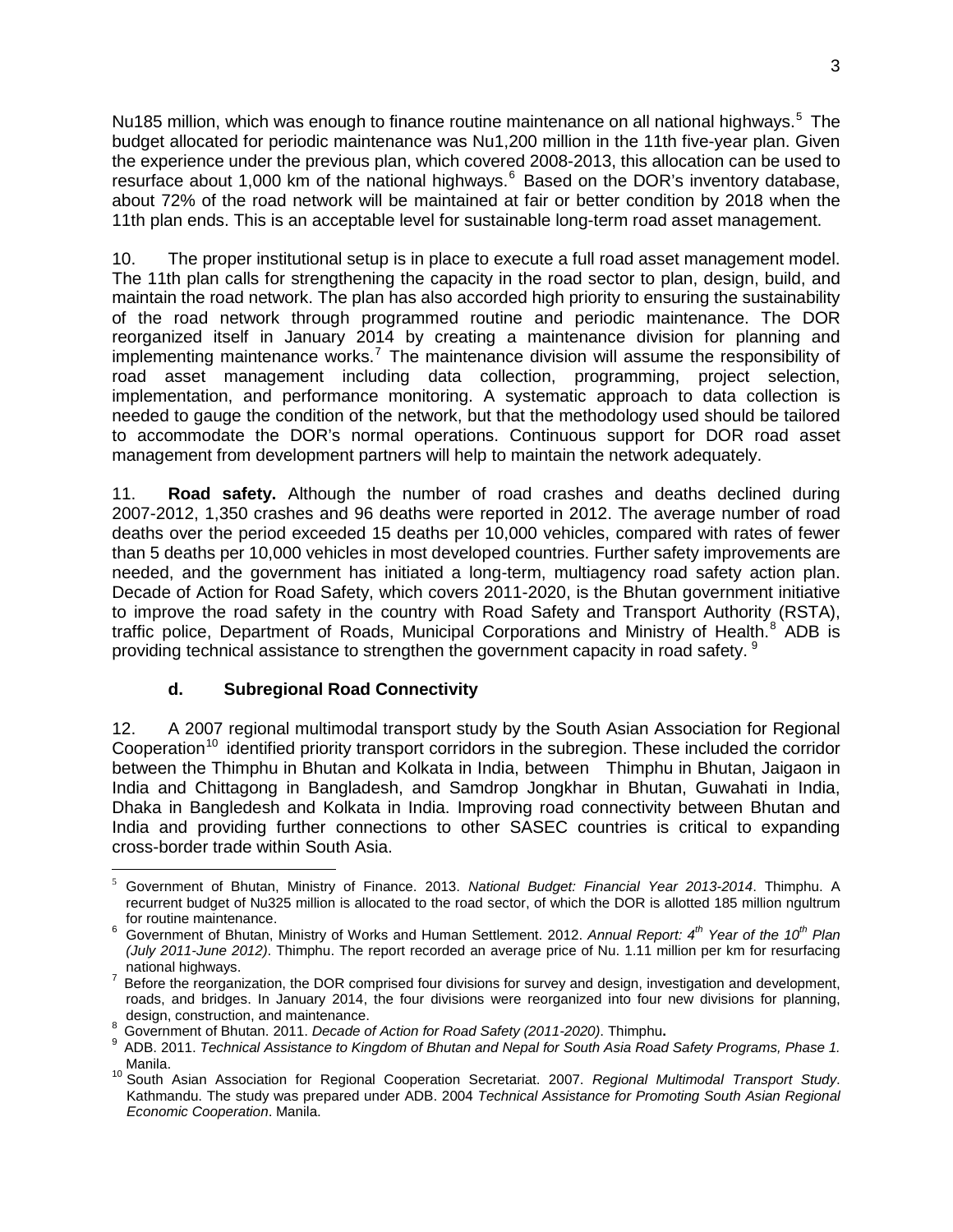Nu185 million, which was enough to finance routine maintenance on all national highways.[5] The budget allocated for periodic maintenance was Nu1,200 million in the 11th five-year plan. Given the experience under the previous plan, which covered 2008-2013, this allocation can be used to resurface about 1,000 km of the national highways.[6] Based on the DOR's inventory database, about 72% of the road network will be maintained at fair or better condition by 2018 when the 11th plan ends. This is an acceptable level for sustainable long-term road asset management.

10. The proper institutional setup is in place to execute a full road asset management model. The 11th plan calls for strengthening the capacity in the road sector to plan, design, build, and maintain the road network. The plan has also accorded high priority to ensuring the sustainability of the road network through programmed routine and periodic maintenance. The DOR reorganized itself in January 2014 by creating a maintenance division for planning and implementing maintenance works.[7] The maintenance division will assume the responsibility of road asset management including data collection, programming, project selection, implementation, and performance monitoring. A systematic approach to data collection is needed to gauge the condition of the network, but that the methodology used should be tailored to accommodate the DOR's normal operations. Continuous support for DOR road asset management from development partners will help to maintain the network adequately.

11. **Road safety.** Although the number of road crashes and deaths declined during 2007-2012, 1,350 crashes and 96 deaths were reported in 2012. The average number of road deaths over the period exceeded 15 deaths per 10,000 vehicles, compared with rates of fewer than 5 deaths per 10,000 vehicles in most developed countries. Further safety improvements are needed, and the government has initiated a long-term, multiagency road safety action plan. Decade of Action for Road Safety, which covers 2011-2020, is the Bhutan government initiative to improve the road safety in the country with Road Safety and Transport Authority (RSTA), traffic police, Department of Roads, Municipal Corporations and Ministry of Health.[8] ADB is providing technical assistance to strengthen the government capacity in road safety.[9]

### d. Subregional Road Connectivity

12. A 2007 regional multimodal transport study by the South Asian Association for Regional Cooperation[10] identified priority transport corridors in the subregion. These included the corridor between the Thimphu in Bhutan and Kolkata in India, between Thimphu in Bhutan, Jaigaon in India and Chittagong in Bangladesh, and Samdrop Jongkhar in Bhutan, Guwahati in India, Dhaka in Bangledesh and Kolkata in India. Improving road connectivity between Bhutan and India and providing further connections to other SASEC countries is critical to expanding cross-border trade within South Asia.

---

[5] Government of Bhutan, Ministry of Finance. 2013. *National Budget: Financial Year 2013-2014*. Thimphu. A recurrent budget of Nu325 million is allocated to the road sector, of which the DOR is allotted 185 million ngultrum for routine maintenance.

[6] Government of Bhutan, Ministry of Works and Human Settlement. 2012. *Annual Report: 4th Year of the 10th Plan (July 2011-June 2012)*. Thimphu. The report recorded an average price of Nu. 1.11 million per km for resurfacing national highways.

[7] Before the reorganization, the DOR comprised four divisions for survey and design, investigation and development, roads, and bridges. In January 2014, the four divisions were reorganized into four new divisions for planning, design, construction, and maintenance.

[8] Government of Bhutan. 2011. *Decade of Action for Road Safety (2011-2020)*. Thimphu.

[9] ADB. 2011. *Technical Assistance to Kingdom of Bhutan and Nepal for South Asia Road Safety Programs, Phase 1.* Manila.

[10] South Asian Association for Regional Cooperation Secretariat. 2007. *Regional Multimodal Transport Study*. Kathmandu. The study was prepared under ADB. 2004 *Technical Assistance for Promoting South Asian Regional Economic Cooperation*. Manila.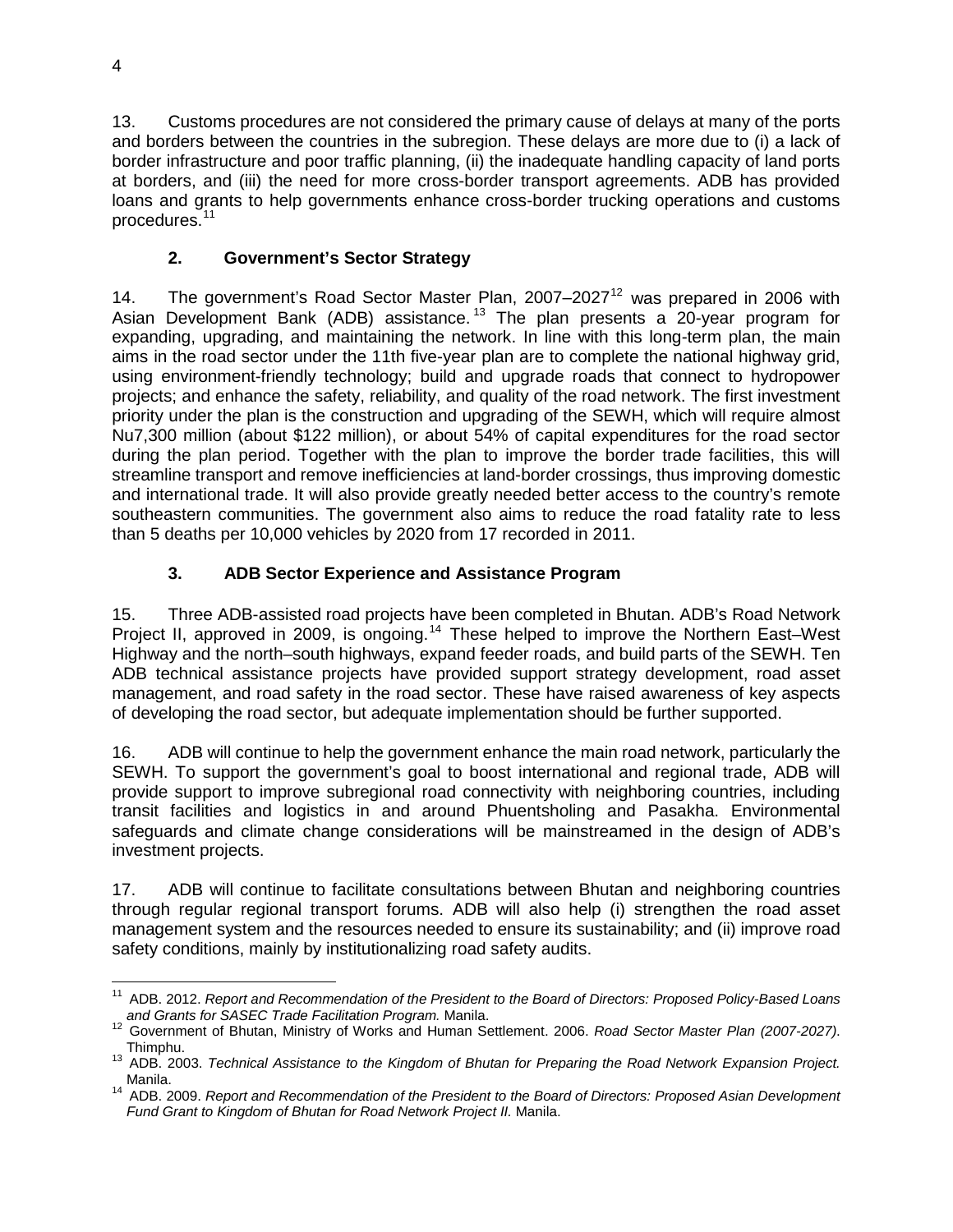13. Customs procedures are not considered the primary cause of delays at many of the ports and borders between the countries in the subregion. These delays are more due to (i) a lack of border infrastructure and poor traffic planning, (ii) the inadequate handling capacity of land ports at borders, and (iii) the need for more cross-border transport agreements. ADB has provided loans and grants to help governments enhance cross-border trucking operations and customs procedures.[11]

### 2. Government's Sector Strategy

14. The government's Road Sector Master Plan, 2007–2027[12] was prepared in 2006 with Asian Development Bank (ADB) assistance.[13] The plan presents a 20-year program for expanding, upgrading, and maintaining the network. In line with this long-term plan, the main aims in the road sector under the 11th five-year plan are to complete the national highway grid, using environment-friendly technology; build and upgrade roads that connect to hydropower projects; and enhance the safety, reliability, and quality of the road network. The first investment priority under the plan is the construction and upgrading of the SEWH, which will require almost Nu7,300 million (about $122 million), or about 54% of capital expenditures for the road sector during the plan period. Together with the plan to improve the border trade facilities, this will streamline transport and remove inefficiencies at land-border crossings, thus improving domestic and international trade. It will also provide greatly needed better access to the country's remote southeastern communities. The government also aims to reduce the road fatality rate to less than 5 deaths per 10,000 vehicles by 2020 from 17 recorded in 2011.

### 3. ADB Sector Experience and Assistance Program

15. Three ADB-assisted road projects have been completed in Bhutan. ADB's Road Network Project II, approved in 2009, is ongoing.[14] These helped to improve the Northern East–West Highway and the north–south highways, expand feeder roads, and build parts of the SEWH. Ten ADB technical assistance projects have provided support strategy development, road asset management, and road safety in the road sector. These have raised awareness of key aspects of developing the road sector, but adequate implementation should be further supported.

16. ADB will continue to help the government enhance the main road network, particularly the SEWH. To support the government's goal to boost international and regional trade, ADB will provide support to improve subregional road connectivity with neighboring countries, including transit facilities and logistics in and around Phuentsholing and Pasakha. Environmental safeguards and climate change considerations will be mainstreamed in the design of ADB's investment projects.

17. ADB will continue to facilitate consultations between Bhutan and neighboring countries through regular regional transport forums. ADB will also help (i) strengthen the road asset management system and the resources needed to ensure its sustainability; and (ii) improve road safety conditions, mainly by institutionalizing road safety audits.

---

[11] ADB. 2012. *Report and Recommendation of the President to the Board of Directors: Proposed Policy-Based Loans and Grants for SASEC Trade Facilitation Program.* Manila.

[12] Government of Bhutan, Ministry of Works and Human Settlement. 2006. *Road Sector Master Plan (2007-2027).* Thimphu.

[13] ADB. 2003. *Technical Assistance to the Kingdom of Bhutan for Preparing the Road Network Expansion Project.* Manila.

[14] ADB. 2009. *Report and Recommendation of the President to the Board of Directors: Proposed Asian Development Fund Grant to Kingdom of Bhutan for Road Network Project II.* Manila.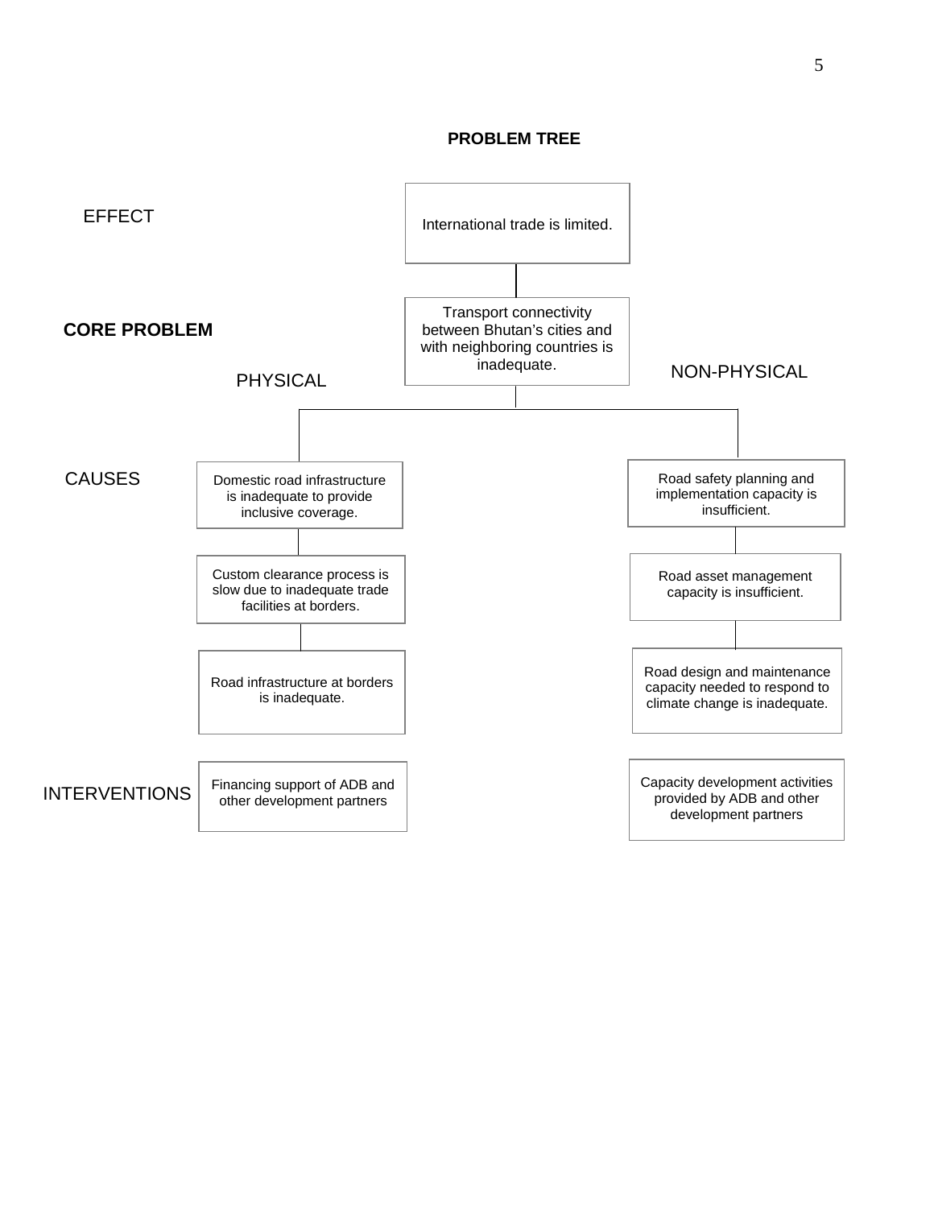## PROBLEM TREE

**EFFECT**

International trade is limited.

**CORE PROBLEM**

Transport connectivity between Bhutan's cities and with neighboring countries is inadequate.

**CAUSES**

| PHYSICAL | NON-PHYSICAL |
| --- | --- |
| Domestic road infrastructure is inadequate to provide inclusive coverage. | Road safety planning and implementation capacity is insufficient. |
| Custom clearance process is slow due to inadequate trade facilities at borders. | Road asset management capacity is insufficient. |
| Road infrastructure at borders is inadequate. | Road design and maintenance capacity needed to respond to climate change is inadequate. |

**INTERVENTIONS**

| PHYSICAL | NON-PHYSICAL |
| --- | --- |
| Financing support of ADB and other development partners | Capacity development activities provided by ADB and other development partners |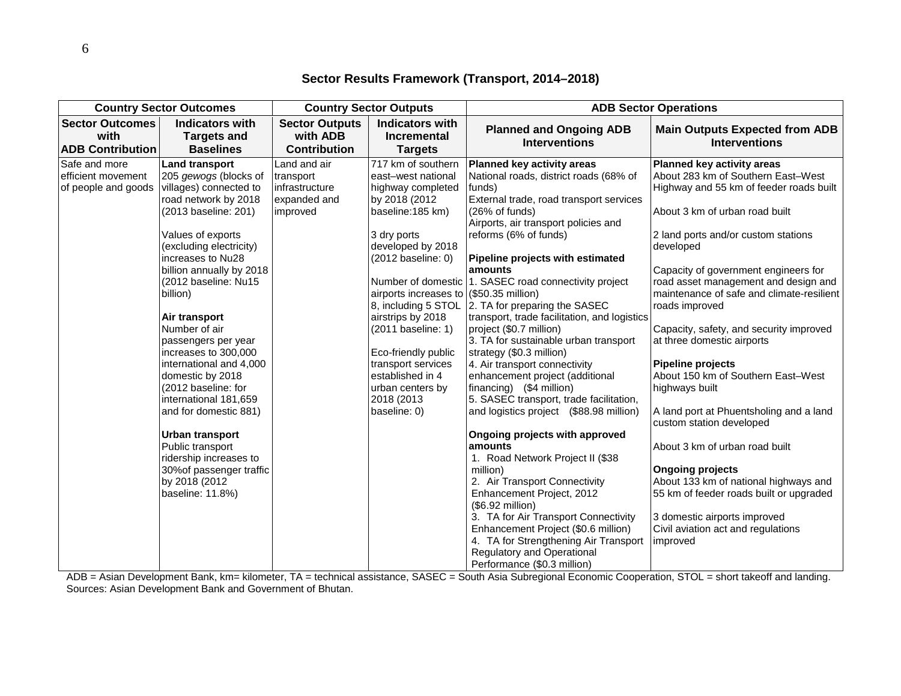## Sector Results Framework (Transport, 2014–2018)

| Country Sector Outcomes | | Country Sector Outputs | | ADB Sector Operations | |
|---|---|---|---|---|---|
| **Sector Outcomes with ADB Contribution** | **Indicators with Targets and Baselines** | **Sector Outputs with ADB Contribution** | **Indicators with Incremental Targets** | **Planned and Ongoing ADB Interventions** | **Main Outputs Expected from ADB Interventions** |
| Safe and more efficient movement of people and goods | **Land transport**<br>205 *gewogs* (blocks of villages) connected to road network by 2018 (2013 baseline: 201)<br><br>Values of exports (excluding electricity) increases to Nu28 billion annually by 2018 (2012 baseline: Nu15 billion)<br><br>**Air transport**<br>Number of air passengers per year increases to 300,000 international and 4,000 domestic by 2018 (2012 baseline: for international 181,659 and for domestic 881)<br><br>**Urban transport**<br>Public transport ridership increases to 30%of passenger traffic by 2018 (2012 baseline: 11.8%) | Land and air transport infrastructure expanded and improved | 717 km of southern east–west national highway completed by 2018 (2012 baseline:185 km)<br><br>3 dry ports developed by 2018 (2012 baseline: 0)<br><br>Number of domestic airports increases to 8, including 5 STOL airstrips by 2018 (2011 baseline: 1)<br><br>Eco-friendly public transport services established in 4 urban centers by 2018 (2013 baseline: 0) | **Planned key activity areas**<br>National roads, district roads (68% of funds)<br>External trade, road transport services (26% of funds)<br>Airports, air transport policies and reforms (6% of funds)<br><br>**Pipeline projects with estimated amounts**<br>1. SASEC road connectivity project ($50.35 million)<br>2. TA for preparing the SASEC transport, trade facilitation, and logistics project ($0.7 million)<br>3. TA for sustainable urban transport strategy ($0.3 million)<br>4. Air transport connectivity enhancement project (additional financing) ($4 million)<br>5. SASEC transport, trade facilitation, and logistics project ($88.98 million)<br><br>**Ongoing projects with approved amounts**<br>1. Road Network Project II ($38 million)<br>2. Air Transport Connectivity Enhancement Project, 2012 ($6.92 million)<br>3. TA for Air Transport Connectivity Enhancement Project ($0.6 million)<br>4. TA for Strengthening Air Transport Regulatory and Operational Performance ($0.3 million) | **Planned key activity areas**<br>About 283 km of Southern East–West Highway and 55 km of feeder roads built<br><br>About 3 km of urban road built<br><br>2 land ports and/or custom stations developed<br><br>Capacity of government engineers for road asset management and design and maintenance of safe and climate-resilient roads improved<br><br>Capacity, safety, and security improved at three domestic airports<br><br>**Pipeline projects**<br>About 150 km of Southern East–West highways built<br><br>A land port at Phuentsholing and a land custom station developed<br><br>About 3 km of urban road built<br><br>**Ongoing projects**<br>About 133 km of national highways and 55 km of feeder roads built or upgraded<br><br>3 domestic airports improved<br>Civil aviation act and regulations improved |

ADB = Asian Development Bank, km= kilometer, TA = technical assistance, SASEC = South Asia Subregional Economic Cooperation, STOL = short takeoff and landing.
Sources: Asian Development Bank and Government of Bhutan.